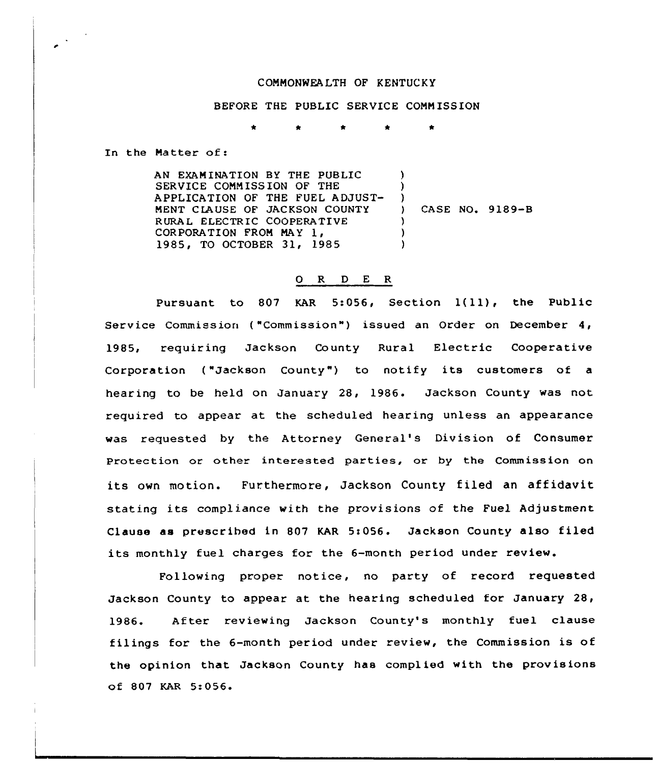COMMONWEALTH OF KENTUCKY

BEFORE THE PUBLIC SERVICE COMMISSION

\* \* \* \* \*

In the Matter of:

AN EXAMINATION BY THE PUBLIC SERVICE COMMISSION OF THE APPLICATION OF THE FUEL ADJUSTMENT CLAUSE OF JACKSON COUNTY RURAL ELECTRIC COOPERATIVE CORPORATION FROM MAY 1, 1985, TO OCTOBER 31, 1985 ) CASE NO. 9189-B

## O R D E R

Pursuant to 807 KAR 5:056, Section 1(11), the Public Service Commission ("Commission") issued an Order on December 4, 1985, requiring Jackson County Rural Electric Cooperative Corporation ("Jackson County") to notify its customers of a hearing to be held on January 28, 1986. Jackson County was not required to appear at the scheduled hearing unless an appearance was requested by the Attorney General's Division of Consumer Protection or other interested parties, or by the Commission on its own motion. Furthermore, Jackson County filed an affidavit stating its compliance with the provisions of the Fuel Adjustment Clause as prescribed in 807 KAR 5:056. Jackson County also filed its monthly fuel charges for the 6-month period under review.

Following proper notice, no party of record requested Jackson County to appear at the hearing scheduled for January 28, 1986. After reviewing Jackson County's monthly fuel clause filings for the 6-month period under review, the Commission is of the opinion that Jackson County has complied with the provisions of 807 KAR 5:056.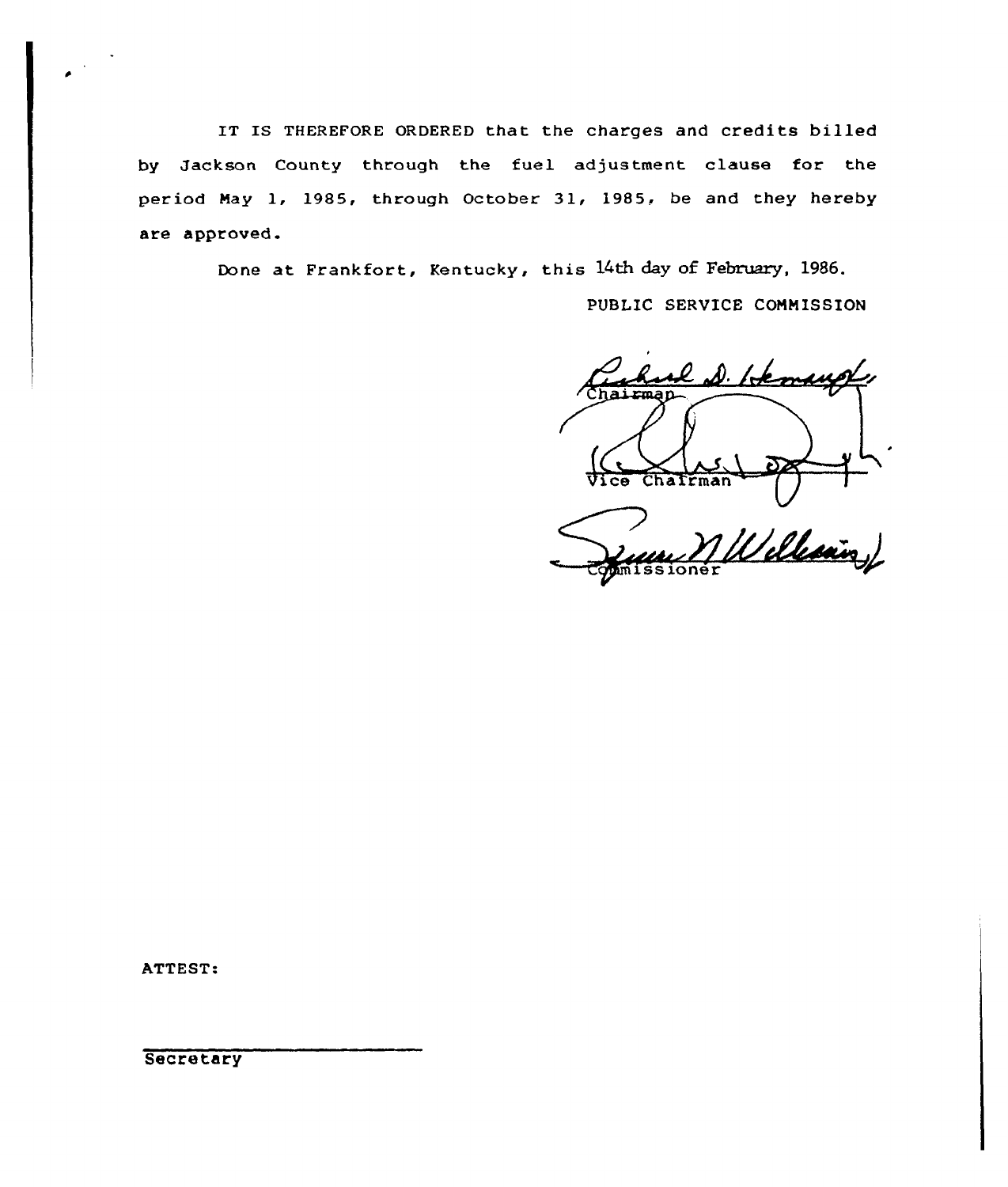IT IS THEREFORE ORDERED that the charges and credits billed by Jackson County through the fuel adjustment clause for the period May 1, 1985, through October 31, 1985, be and they hereby are approved.

Done at Frankfort, Kentucky, this 14th day of February, 1986.

PUBLIC SERVICE COMMISSION

Chairman

Vice Chairman

Commissioner

ATTEST:

Secretary